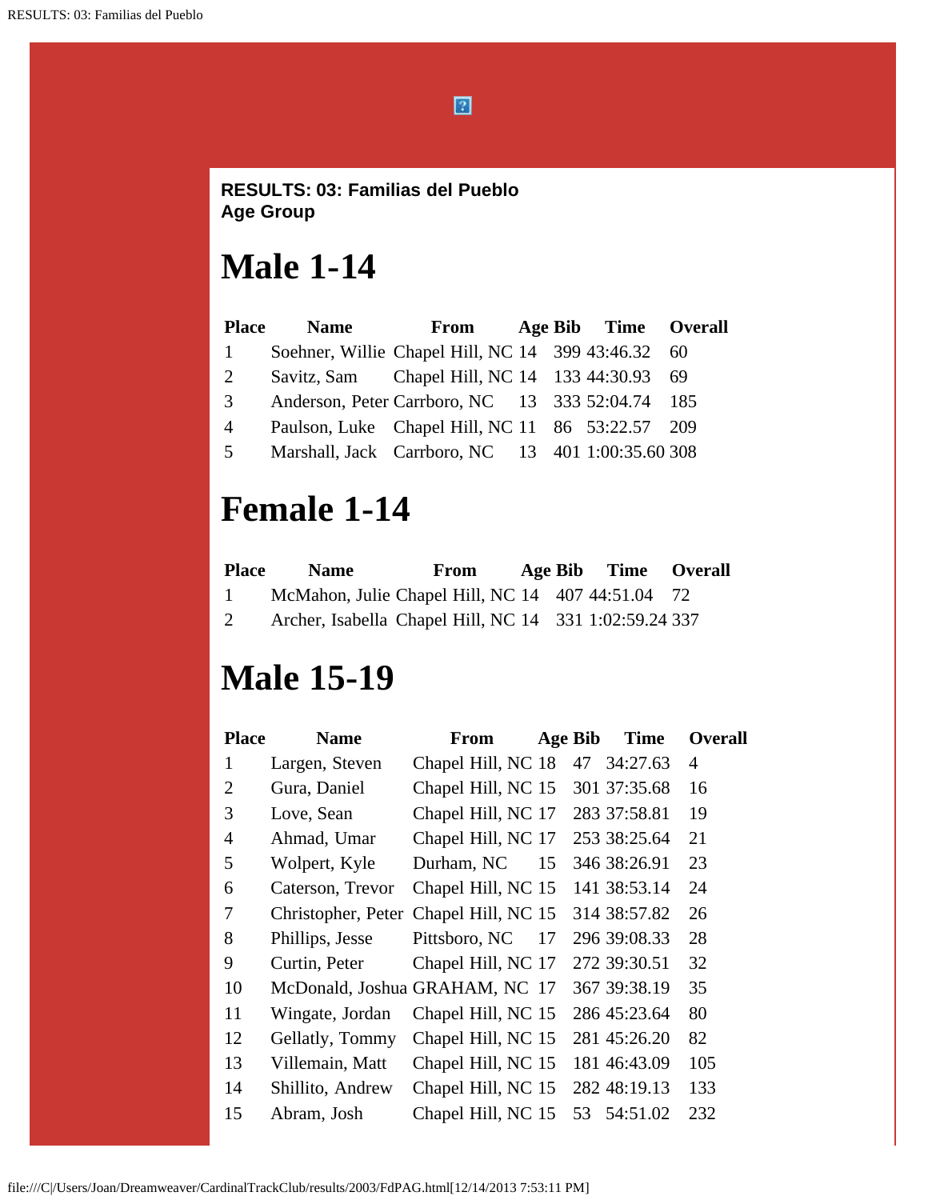**RESULTS: 03: Familias del Pueblo**
**Age Group**

# Male 1-14

| Place | Name | From | Age | Bib | Time | Overall |
|---|---|---|---|---|---|---|
| 1 | Soehner, Willie | Chapel Hill, NC | 14 | 399 | 43:46.32 | 60 |
| 2 | Savitz, Sam | Chapel Hill, NC | 14 | 133 | 44:30.93 | 69 |
| 3 | Anderson, Peter | Carrboro, NC | 13 | 333 | 52:04.74 | 185 |
| 4 | Paulson, Luke | Chapel Hill, NC | 11 | 86 | 53:22.57 | 209 |
| 5 | Marshall, Jack | Carrboro, NC | 13 | 401 | 1:00:35.60 | 308 |

# Female 1-14

| Place | Name | From | Age | Bib | Time | Overall |
|---|---|---|---|---|---|---|
| 1 | McMahon, Julie | Chapel Hill, NC | 14 | 407 | 44:51.04 | 72 |
| 2 | Archer, Isabella | Chapel Hill, NC | 14 | 331 | 1:02:59.24 | 337 |

# Male 15-19

| Place | Name | From | Age | Bib | Time | Overall |
|---|---|---|---|---|---|---|
| 1 | Largen, Steven | Chapel Hill, NC | 18 | 47 | 34:27.63 | 4 |
| 2 | Gura, Daniel | Chapel Hill, NC | 15 | 301 | 37:35.68 | 16 |
| 3 | Love, Sean | Chapel Hill, NC | 17 | 283 | 37:58.81 | 19 |
| 4 | Ahmad, Umar | Chapel Hill, NC | 17 | 253 | 38:25.64 | 21 |
| 5 | Wolpert, Kyle | Durham, NC | 15 | 346 | 38:26.91 | 23 |
| 6 | Caterson, Trevor | Chapel Hill, NC | 15 | 141 | 38:53.14 | 24 |
| 7 | Christopher, Peter | Chapel Hill, NC | 15 | 314 | 38:57.82 | 26 |
| 8 | Phillips, Jesse | Pittsboro, NC | 17 | 296 | 39:08.33 | 28 |
| 9 | Curtin, Peter | Chapel Hill, NC | 17 | 272 | 39:30.51 | 32 |
| 10 | McDonald, Joshua | GRAHAM, NC | 17 | 367 | 39:38.19 | 35 |
| 11 | Wingate, Jordan | Chapel Hill, NC | 15 | 286 | 45:23.64 | 80 |
| 12 | Gellatly, Tommy | Chapel Hill, NC | 15 | 281 | 45:26.20 | 82 |
| 13 | Villemain, Matt | Chapel Hill, NC | 15 | 181 | 46:43.09 | 105 |
| 14 | Shillito, Andrew | Chapel Hill, NC | 15 | 282 | 48:19.13 | 133 |
| 15 | Abram, Josh | Chapel Hill, NC | 15 | 53 | 54:51.02 | 232 |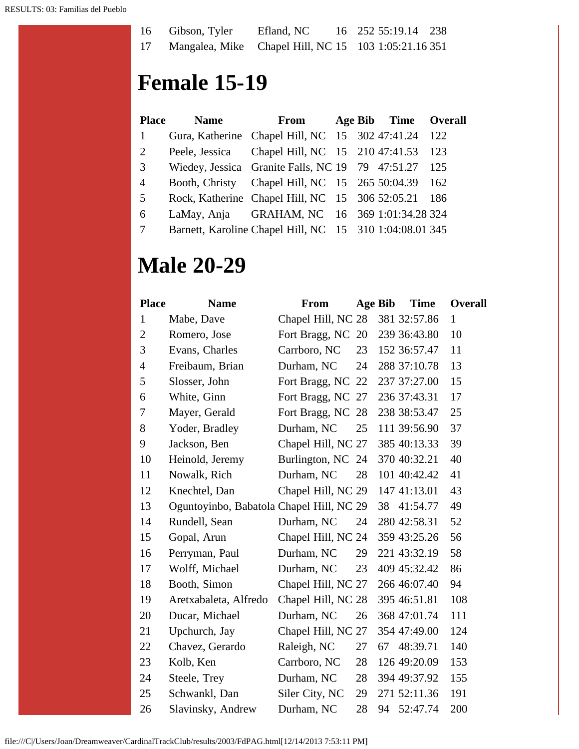| Place | Name | From | Age | Bib | Time | Overall |
|---|---|---|---|---|---|---|
| 16 | Gibson, Tyler | Efland, NC | 16 | 252 | 55:19.14 | 238 |
| 17 | Mangalea, Mike | Chapel Hill, NC | 15 | 103 | 1:05:21.16 | 351 |

# Female 15-19

| Place | Name | From | Age | Bib | Time | Overall |
|---|---|---|---|---|---|---|
| 1 | Gura, Katherine | Chapel Hill, NC | 15 | 302 | 47:41.24 | 122 |
| 2 | Peele, Jessica | Chapel Hill, NC | 15 | 210 | 47:41.53 | 123 |
| 3 | Wiedey, Jessica | Granite Falls, NC | 19 | 79 | 47:51.27 | 125 |
| 4 | Booth, Christy | Chapel Hill, NC | 15 | 265 | 50:04.39 | 162 |
| 5 | Rock, Katherine | Chapel Hill, NC | 15 | 306 | 52:05.21 | 186 |
| 6 | LaMay, Anja | GRAHAM, NC | 16 | 369 | 1:01:34.28 | 324 |
| 7 | Barnett, Karoline | Chapel Hill, NC | 15 | 310 | 1:04:08.01 | 345 |

# Male 20-29

| Place | Name | From | Age | Bib | Time | Overall |
|---|---|---|---|---|---|---|
| 1 | Mabe, Dave | Chapel Hill, NC | 28 | 381 | 32:57.86 | 1 |
| 2 | Romero, Jose | Fort Bragg, NC | 20 | 239 | 36:43.80 | 10 |
| 3 | Evans, Charles | Carrboro, NC | 23 | 152 | 36:57.47 | 11 |
| 4 | Freibaum, Brian | Durham, NC | 24 | 288 | 37:10.78 | 13 |
| 5 | Slosser, John | Fort Bragg, NC | 22 | 237 | 37:27.00 | 15 |
| 6 | White, Ginn | Fort Bragg, NC | 27 | 236 | 37:43.31 | 17 |
| 7 | Mayer, Gerald | Fort Bragg, NC | 28 | 238 | 38:53.47 | 25 |
| 8 | Yoder, Bradley | Durham, NC | 25 | 111 | 39:56.90 | 37 |
| 9 | Jackson, Ben | Chapel Hill, NC | 27 | 385 | 40:13.33 | 39 |
| 10 | Heinold, Jeremy | Burlington, NC | 24 | 370 | 40:32.21 | 40 |
| 11 | Nowalk, Rich | Durham, NC | 28 | 101 | 40:42.42 | 41 |
| 12 | Knechtel, Dan | Chapel Hill, NC | 29 | 147 | 41:13.01 | 43 |
| 13 | Oguntoyinbo, Babatola | Chapel Hill, NC | 29 | 38 | 41:54.77 | 49 |
| 14 | Rundell, Sean | Durham, NC | 24 | 280 | 42:58.31 | 52 |
| 15 | Gopal, Arun | Chapel Hill, NC | 24 | 359 | 43:25.26 | 56 |
| 16 | Perryman, Paul | Durham, NC | 29 | 221 | 43:32.19 | 58 |
| 17 | Wolff, Michael | Durham, NC | 23 | 409 | 45:32.42 | 86 |
| 18 | Booth, Simon | Chapel Hill, NC | 27 | 266 | 46:07.40 | 94 |
| 19 | Aretxabaleta, Alfredo | Chapel Hill, NC | 28 | 395 | 46:51.81 | 108 |
| 20 | Ducar, Michael | Durham, NC | 26 | 368 | 47:01.74 | 111 |
| 21 | Upchurch, Jay | Chapel Hill, NC | 27 | 354 | 47:49.00 | 124 |
| 22 | Chavez, Gerardo | Raleigh, NC | 27 | 67 | 48:39.71 | 140 |
| 23 | Kolb, Ken | Carrboro, NC | 28 | 126 | 49:20.09 | 153 |
| 24 | Steele, Trey | Durham, NC | 28 | 394 | 49:37.92 | 155 |
| 25 | Schwankl, Dan | Siler City, NC | 29 | 271 | 52:11.36 | 191 |
| 26 | Slavinsky, Andrew | Durham, NC | 28 | 94 | 52:47.74 | 200 |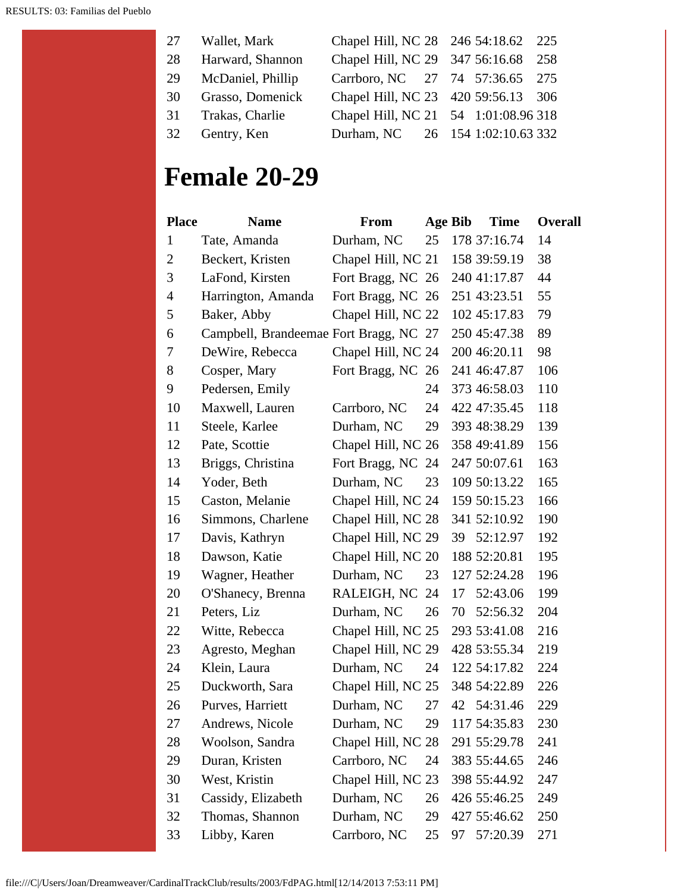| | | | | | | |
|---|---|---|---|---|---|---|
| 27 | Wallet, Mark | Chapel Hill, NC | 28 | 246 | 54:18.62 | 225 |
| 28 | Harward, Shannon | Chapel Hill, NC | 29 | 347 | 56:16.68 | 258 |
| 29 | McDaniel, Phillip | Carrboro, NC | 27 | 74 | 57:36.65 | 275 |
| 30 | Grasso, Domenick | Chapel Hill, NC | 23 | 420 | 59:56.13 | 306 |
| 31 | Trakas, Charlie | Chapel Hill, NC | 21 | 54 | 1:01:08.96 | 318 |
| 32 | Gentry, Ken | Durham, NC | 26 | 154 | 1:02:10.63 | 332 |

# Female 20-29

| Place | Name | From | Age | Bib | Time | Overall |
|---|---|---|---|---|---|---|
| 1 | Tate, Amanda | Durham, NC | 25 | 178 | 37:16.74 | 14 |
| 2 | Beckert, Kristen | Chapel Hill, NC | 21 | 158 | 39:59.19 | 38 |
| 3 | LaFond, Kirsten | Fort Bragg, NC | 26 | 240 | 41:17.87 | 44 |
| 4 | Harrington, Amanda | Fort Bragg, NC | 26 | 251 | 43:23.51 | 55 |
| 5 | Baker, Abby | Chapel Hill, NC | 22 | 102 | 45:17.83 | 79 |
| 6 | Campbell, Brandeemae | Fort Bragg, NC | 27 | 250 | 45:47.38 | 89 |
| 7 | DeWire, Rebecca | Chapel Hill, NC | 24 | 200 | 46:20.11 | 98 |
| 8 | Cosper, Mary | Fort Bragg, NC | 26 | 241 | 46:47.87 | 106 |
| 9 | Pedersen, Emily | | 24 | 373 | 46:58.03 | 110 |
| 10 | Maxwell, Lauren | Carrboro, NC | 24 | 422 | 47:35.45 | 118 |
| 11 | Steele, Karlee | Durham, NC | 29 | 393 | 48:38.29 | 139 |
| 12 | Pate, Scottie | Chapel Hill, NC | 26 | 358 | 49:41.89 | 156 |
| 13 | Briggs, Christina | Fort Bragg, NC | 24 | 247 | 50:07.61 | 163 |
| 14 | Yoder, Beth | Durham, NC | 23 | 109 | 50:13.22 | 165 |
| 15 | Caston, Melanie | Chapel Hill, NC | 24 | 159 | 50:15.23 | 166 |
| 16 | Simmons, Charlene | Chapel Hill, NC | 28 | 341 | 52:10.92 | 190 |
| 17 | Davis, Kathryn | Chapel Hill, NC | 29 | 39 | 52:12.97 | 192 |
| 18 | Dawson, Katie | Chapel Hill, NC | 20 | 188 | 52:20.81 | 195 |
| 19 | Wagner, Heather | Durham, NC | 23 | 127 | 52:24.28 | 196 |
| 20 | O'Shanecy, Brenna | RALEIGH, NC | 24 | 17 | 52:43.06 | 199 |
| 21 | Peters, Liz | Durham, NC | 26 | 70 | 52:56.32 | 204 |
| 22 | Witte, Rebecca | Chapel Hill, NC | 25 | 293 | 53:41.08 | 216 |
| 23 | Agresto, Meghan | Chapel Hill, NC | 29 | 428 | 53:55.34 | 219 |
| 24 | Klein, Laura | Durham, NC | 24 | 122 | 54:17.82 | 224 |
| 25 | Duckworth, Sara | Chapel Hill, NC | 25 | 348 | 54:22.89 | 226 |
| 26 | Purves, Harriett | Durham, NC | 27 | 42 | 54:31.46 | 229 |
| 27 | Andrews, Nicole | Durham, NC | 29 | 117 | 54:35.83 | 230 |
| 28 | Woolson, Sandra | Chapel Hill, NC | 28 | 291 | 55:29.78 | 241 |
| 29 | Duran, Kristen | Carrboro, NC | 24 | 383 | 55:44.65 | 246 |
| 30 | West, Kristin | Chapel Hill, NC | 23 | 398 | 55:44.92 | 247 |
| 31 | Cassidy, Elizabeth | Durham, NC | 26 | 426 | 55:46.25 | 249 |
| 32 | Thomas, Shannon | Durham, NC | 29 | 427 | 55:46.62 | 250 |
| 33 | Libby, Karen | Carrboro, NC | 25 | 97 | 57:20.39 | 271 |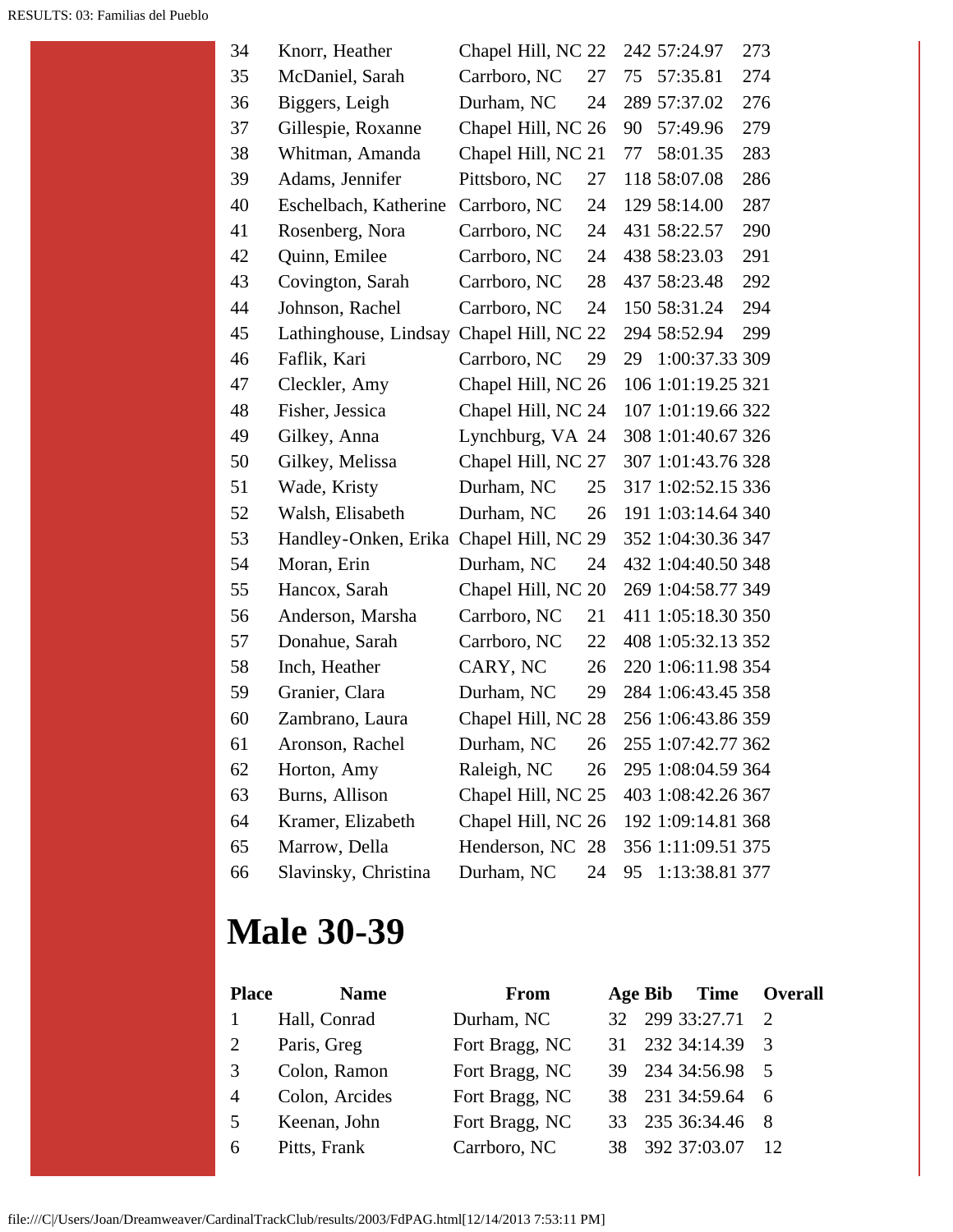| | | | | | | |
|---|---|---|---|---|---|---|
| 34 | Knorr, Heather | Chapel Hill, NC | 22 | 242 | 57:24.97 | 273 |
| 35 | McDaniel, Sarah | Carrboro, NC | 27 | 75 | 57:35.81 | 274 |
| 36 | Biggers, Leigh | Durham, NC | 24 | 289 | 57:37.02 | 276 |
| 37 | Gillespie, Roxanne | Chapel Hill, NC | 26 | 90 | 57:49.96 | 279 |
| 38 | Whitman, Amanda | Chapel Hill, NC | 21 | 77 | 58:01.35 | 283 |
| 39 | Adams, Jennifer | Pittsboro, NC | 27 | 118 | 58:07.08 | 286 |
| 40 | Eschelbach, Katherine | Carrboro, NC | 24 | 129 | 58:14.00 | 287 |
| 41 | Rosenberg, Nora | Carrboro, NC | 24 | 431 | 58:22.57 | 290 |
| 42 | Quinn, Emilee | Carrboro, NC | 24 | 438 | 58:23.03 | 291 |
| 43 | Covington, Sarah | Carrboro, NC | 28 | 437 | 58:23.48 | 292 |
| 44 | Johnson, Rachel | Carrboro, NC | 24 | 150 | 58:31.24 | 294 |
| 45 | Lathinghouse, Lindsay | Chapel Hill, NC | 22 | 294 | 58:52.94 | 299 |
| 46 | Faflik, Kari | Carrboro, NC | 29 | 29 | 1:00:37.33 | 309 |
| 47 | Cleckler, Amy | Chapel Hill, NC | 26 | 106 | 1:01:19.25 | 321 |
| 48 | Fisher, Jessica | Chapel Hill, NC | 24 | 107 | 1:01:19.66 | 322 |
| 49 | Gilkey, Anna | Lynchburg, VA | 24 | 308 | 1:01:40.67 | 326 |
| 50 | Gilkey, Melissa | Chapel Hill, NC | 27 | 307 | 1:01:43.76 | 328 |
| 51 | Wade, Kristy | Durham, NC | 25 | 317 | 1:02:52.15 | 336 |
| 52 | Walsh, Elisabeth | Durham, NC | 26 | 191 | 1:03:14.64 | 340 |
| 53 | Handley-Onken, Erika | Chapel Hill, NC | 29 | 352 | 1:04:30.36 | 347 |
| 54 | Moran, Erin | Durham, NC | 24 | 432 | 1:04:40.50 | 348 |
| 55 | Hancox, Sarah | Chapel Hill, NC | 20 | 269 | 1:04:58.77 | 349 |
| 56 | Anderson, Marsha | Carrboro, NC | 21 | 411 | 1:05:18.30 | 350 |
| 57 | Donahue, Sarah | Carrboro, NC | 22 | 408 | 1:05:32.13 | 352 |
| 58 | Inch, Heather | CARY, NC | 26 | 220 | 1:06:11.98 | 354 |
| 59 | Granier, Clara | Durham, NC | 29 | 284 | 1:06:43.45 | 358 |
| 60 | Zambrano, Laura | Chapel Hill, NC | 28 | 256 | 1:06:43.86 | 359 |
| 61 | Aronson, Rachel | Durham, NC | 26 | 255 | 1:07:42.77 | 362 |
| 62 | Horton, Amy | Raleigh, NC | 26 | 295 | 1:08:04.59 | 364 |
| 63 | Burns, Allison | Chapel Hill, NC | 25 | 403 | 1:08:42.26 | 367 |
| 64 | Kramer, Elizabeth | Chapel Hill, NC | 26 | 192 | 1:09:14.81 | 368 |
| 65 | Marrow, Della | Henderson, NC | 28 | 356 | 1:11:09.51 | 375 |
| 66 | Slavinsky, Christina | Durham, NC | 24 | 95 | 1:13:38.81 | 377 |

# Male 30-39

| Place | Name | From | Age | Bib | Time | Overall |
|---|---|---|---|---|---|---|
| 1 | Hall, Conrad | Durham, NC | 32 | 299 | 33:27.71 | 2 |
| 2 | Paris, Greg | Fort Bragg, NC | 31 | 232 | 34:14.39 | 3 |
| 3 | Colon, Ramon | Fort Bragg, NC | 39 | 234 | 34:56.98 | 5 |
| 4 | Colon, Arcides | Fort Bragg, NC | 38 | 231 | 34:59.64 | 6 |
| 5 | Keenan, John | Fort Bragg, NC | 33 | 235 | 36:34.46 | 8 |
| 6 | Pitts, Frank | Carrboro, NC | 38 | 392 | 37:03.07 | 12 |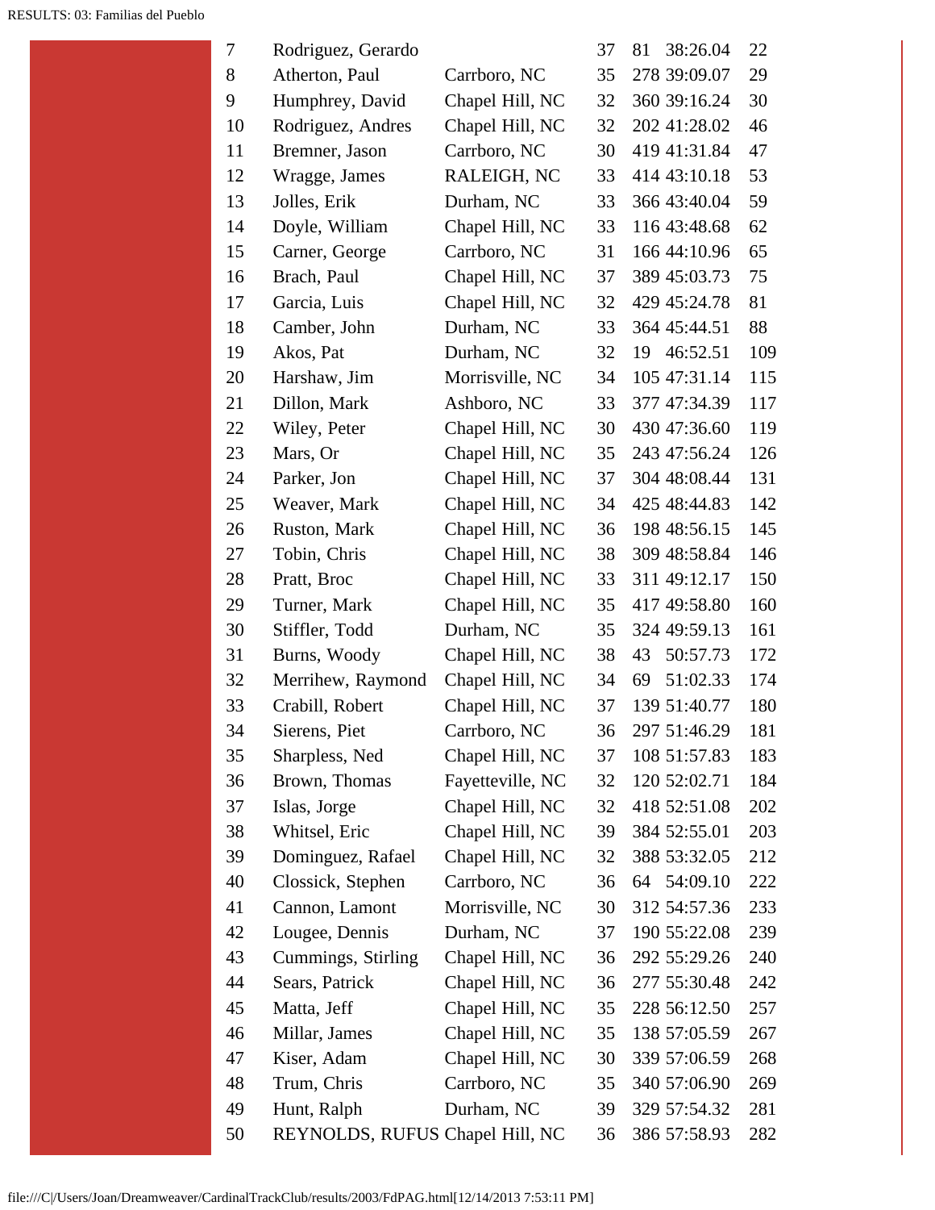| | | | | | | |
|---|---|---|---|---|---|---|
| 7 | Rodriguez, Gerardo | | 37 | 81 | 38:26.04 | 22 |
| 8 | Atherton, Paul | Carrboro, NC | 35 | 278 | 39:09.07 | 29 |
| 9 | Humphrey, David | Chapel Hill, NC | 32 | 360 | 39:16.24 | 30 |
| 10 | Rodriguez, Andres | Chapel Hill, NC | 32 | 202 | 41:28.02 | 46 |
| 11 | Bremner, Jason | Carrboro, NC | 30 | 419 | 41:31.84 | 47 |
| 12 | Wragge, James | RALEIGH, NC | 33 | 414 | 43:10.18 | 53 |
| 13 | Jolles, Erik | Durham, NC | 33 | 366 | 43:40.04 | 59 |
| 14 | Doyle, William | Chapel Hill, NC | 33 | 116 | 43:48.68 | 62 |
| 15 | Carner, George | Carrboro, NC | 31 | 166 | 44:10.96 | 65 |
| 16 | Brach, Paul | Chapel Hill, NC | 37 | 389 | 45:03.73 | 75 |
| 17 | Garcia, Luis | Chapel Hill, NC | 32 | 429 | 45:24.78 | 81 |
| 18 | Camber, John | Durham, NC | 33 | 364 | 45:44.51 | 88 |
| 19 | Akos, Pat | Durham, NC | 32 | 19 | 46:52.51 | 109 |
| 20 | Harshaw, Jim | Morrisville, NC | 34 | 105 | 47:31.14 | 115 |
| 21 | Dillon, Mark | Ashboro, NC | 33 | 377 | 47:34.39 | 117 |
| 22 | Wiley, Peter | Chapel Hill, NC | 30 | 430 | 47:36.60 | 119 |
| 23 | Mars, Or | Chapel Hill, NC | 35 | 243 | 47:56.24 | 126 |
| 24 | Parker, Jon | Chapel Hill, NC | 37 | 304 | 48:08.44 | 131 |
| 25 | Weaver, Mark | Chapel Hill, NC | 34 | 425 | 48:44.83 | 142 |
| 26 | Ruston, Mark | Chapel Hill, NC | 36 | 198 | 48:56.15 | 145 |
| 27 | Tobin, Chris | Chapel Hill, NC | 38 | 309 | 48:58.84 | 146 |
| 28 | Pratt, Broc | Chapel Hill, NC | 33 | 311 | 49:12.17 | 150 |
| 29 | Turner, Mark | Chapel Hill, NC | 35 | 417 | 49:58.80 | 160 |
| 30 | Stiffler, Todd | Durham, NC | 35 | 324 | 49:59.13 | 161 |
| 31 | Burns, Woody | Chapel Hill, NC | 38 | 43 | 50:57.73 | 172 |
| 32 | Merrihew, Raymond | Chapel Hill, NC | 34 | 69 | 51:02.33 | 174 |
| 33 | Crabill, Robert | Chapel Hill, NC | 37 | 139 | 51:40.77 | 180 |
| 34 | Sierens, Piet | Carrboro, NC | 36 | 297 | 51:46.29 | 181 |
| 35 | Sharpless, Ned | Chapel Hill, NC | 37 | 108 | 51:57.83 | 183 |
| 36 | Brown, Thomas | Fayetteville, NC | 32 | 120 | 52:02.71 | 184 |
| 37 | Islas, Jorge | Chapel Hill, NC | 32 | 418 | 52:51.08 | 202 |
| 38 | Whitsel, Eric | Chapel Hill, NC | 39 | 384 | 52:55.01 | 203 |
| 39 | Dominguez, Rafael | Chapel Hill, NC | 32 | 388 | 53:32.05 | 212 |
| 40 | Clossick, Stephen | Carrboro, NC | 36 | 64 | 54:09.10 | 222 |
| 41 | Cannon, Lamont | Morrisville, NC | 30 | 312 | 54:57.36 | 233 |
| 42 | Lougee, Dennis | Durham, NC | 37 | 190 | 55:22.08 | 239 |
| 43 | Cummings, Stirling | Chapel Hill, NC | 36 | 292 | 55:29.26 | 240 |
| 44 | Sears, Patrick | Chapel Hill, NC | 36 | 277 | 55:30.48 | 242 |
| 45 | Matta, Jeff | Chapel Hill, NC | 35 | 228 | 56:12.50 | 257 |
| 46 | Millar, James | Chapel Hill, NC | 35 | 138 | 57:05.59 | 267 |
| 47 | Kiser, Adam | Chapel Hill, NC | 30 | 339 | 57:06.59 | 268 |
| 48 | Trum, Chris | Carrboro, NC | 35 | 340 | 57:06.90 | 269 |
| 49 | Hunt, Ralph | Durham, NC | 39 | 329 | 57:54.32 | 281 |
| 50 | REYNOLDS, RUFUS | Chapel Hill, NC | 36 | 386 | 57:58.93 | 282 |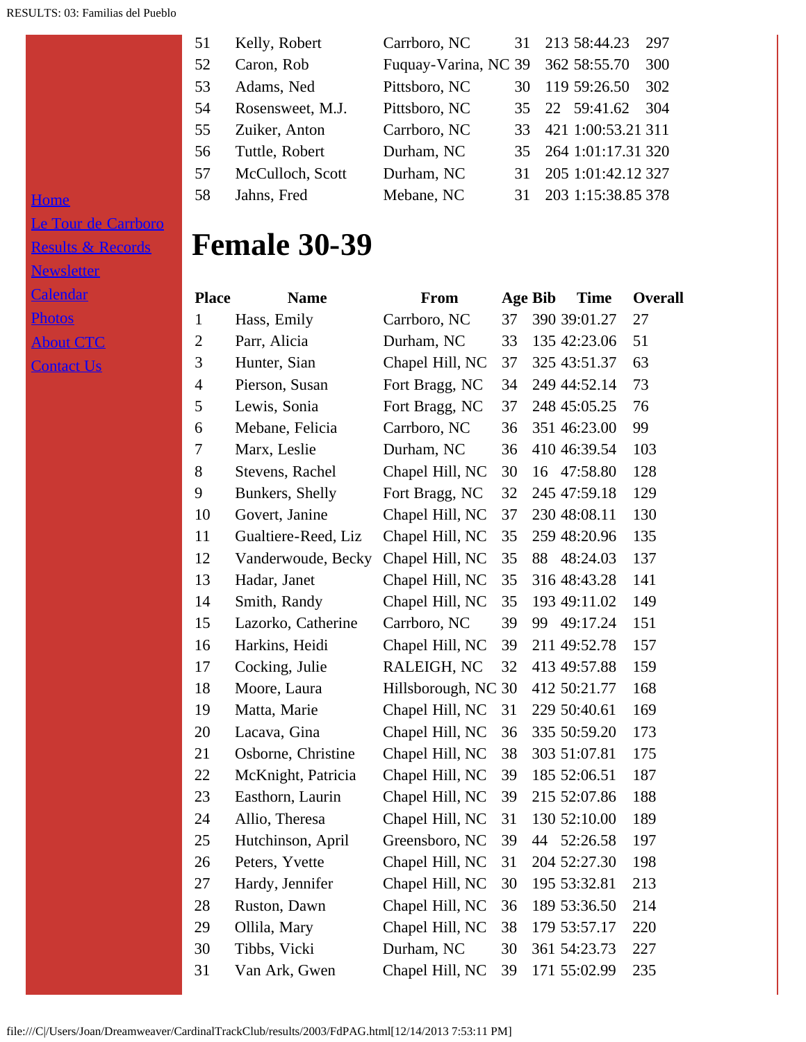| | | | | | | |
|---|---|---|---|---|---|---|
| 51 | Kelly, Robert | Carrboro, NC | 31 | 213 | 58:44.23 | 297 |
| 52 | Caron, Rob | Fuquay-Varina, NC | 39 | 362 | 58:55.70 | 300 |
| 53 | Adams, Ned | Pittsboro, NC | 30 | 119 | 59:26.50 | 302 |
| 54 | Rosensweet, M.J. | Pittsboro, NC | 35 | 22 | 59:41.62 | 304 |
| 55 | Zuiker, Anton | Carrboro, NC | 33 | 421 | 1:00:53.21 | 311 |
| 56 | Tuttle, Robert | Durham, NC | 35 | 264 | 1:01:17.31 | 320 |
| 57 | McCulloch, Scott | Durham, NC | 31 | 205 | 1:01:42.12 | 327 |
| 58 | Jahns, Fred | Mebane, NC | 31 | 203 | 1:15:38.85 | 378 |

[Home](#)
[Le Tour de Carrboro](#)
[Results & Records](#)
[Newsletter](#)
[Calendar](#)
[Photos](#)
[About CTC](#)
[Contact Us](#)

# Female 30-39

| Place | Name | From | Age | Bib | Time | Overall |
|---|---|---|---|---|---|---|
| 1 | Hass, Emily | Carrboro, NC | 37 | 390 | 39:01.27 | 27 |
| 2 | Parr, Alicia | Durham, NC | 33 | 135 | 42:23.06 | 51 |
| 3 | Hunter, Sian | Chapel Hill, NC | 37 | 325 | 43:51.37 | 63 |
| 4 | Pierson, Susan | Fort Bragg, NC | 34 | 249 | 44:52.14 | 73 |
| 5 | Lewis, Sonia | Fort Bragg, NC | 37 | 248 | 45:05.25 | 76 |
| 6 | Mebane, Felicia | Carrboro, NC | 36 | 351 | 46:23.00 | 99 |
| 7 | Marx, Leslie | Durham, NC | 36 | 410 | 46:39.54 | 103 |
| 8 | Stevens, Rachel | Chapel Hill, NC | 30 | 16 | 47:58.80 | 128 |
| 9 | Bunkers, Shelly | Fort Bragg, NC | 32 | 245 | 47:59.18 | 129 |
| 10 | Govert, Janine | Chapel Hill, NC | 37 | 230 | 48:08.11 | 130 |
| 11 | Gualtiere-Reed, Liz | Chapel Hill, NC | 35 | 259 | 48:20.96 | 135 |
| 12 | Vanderwoude, Becky | Chapel Hill, NC | 35 | 88 | 48:24.03 | 137 |
| 13 | Hadar, Janet | Chapel Hill, NC | 35 | 316 | 48:43.28 | 141 |
| 14 | Smith, Randy | Chapel Hill, NC | 35 | 193 | 49:11.02 | 149 |
| 15 | Lazorko, Catherine | Carrboro, NC | 39 | 99 | 49:17.24 | 151 |
| 16 | Harkins, Heidi | Chapel Hill, NC | 39 | 211 | 49:52.78 | 157 |
| 17 | Cocking, Julie | RALEIGH, NC | 32 | 413 | 49:57.88 | 159 |
| 18 | Moore, Laura | Hillsborough, NC | 30 | 412 | 50:21.77 | 168 |
| 19 | Matta, Marie | Chapel Hill, NC | 31 | 229 | 50:40.61 | 169 |
| 20 | Lacava, Gina | Chapel Hill, NC | 36 | 335 | 50:59.20 | 173 |
| 21 | Osborne, Christine | Chapel Hill, NC | 38 | 303 | 51:07.81 | 175 |
| 22 | McKnight, Patricia | Chapel Hill, NC | 39 | 185 | 52:06.51 | 187 |
| 23 | Easthorn, Laurin | Chapel Hill, NC | 39 | 215 | 52:07.86 | 188 |
| 24 | Allio, Theresa | Chapel Hill, NC | 31 | 130 | 52:10.00 | 189 |
| 25 | Hutchinson, April | Greensboro, NC | 39 | 44 | 52:26.58 | 197 |
| 26 | Peters, Yvette | Chapel Hill, NC | 31 | 204 | 52:27.30 | 198 |
| 27 | Hardy, Jennifer | Chapel Hill, NC | 30 | 195 | 53:32.81 | 213 |
| 28 | Ruston, Dawn | Chapel Hill, NC | 36 | 189 | 53:36.50 | 214 |
| 29 | Ollila, Mary | Chapel Hill, NC | 38 | 179 | 53:57.17 | 220 |
| 30 | Tibbs, Vicki | Durham, NC | 30 | 361 | 54:23.73 | 227 |
| 31 | Van Ark, Gwen | Chapel Hill, NC | 39 | 171 | 55:02.99 | 235 |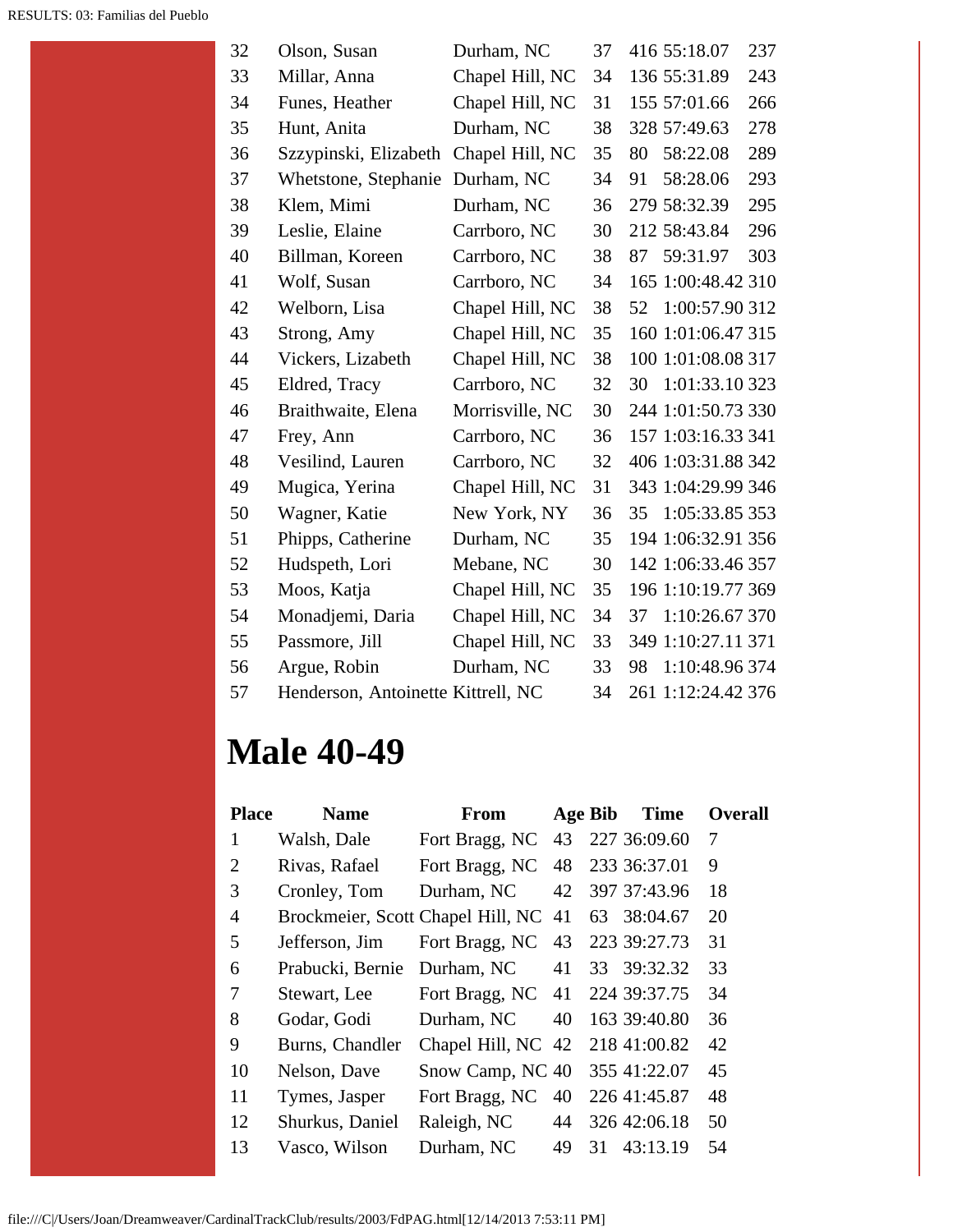| | | | | | | |
|---|---|---|---|---|---|---|
| 32 | Olson, Susan | Durham, NC | 37 | 416 | 55:18.07 | 237 |
| 33 | Millar, Anna | Chapel Hill, NC | 34 | 136 | 55:31.89 | 243 |
| 34 | Funes, Heather | Chapel Hill, NC | 31 | 155 | 57:01.66 | 266 |
| 35 | Hunt, Anita | Durham, NC | 38 | 328 | 57:49.63 | 278 |
| 36 | Szzypinski, Elizabeth | Chapel Hill, NC | 35 | 80 | 58:22.08 | 289 |
| 37 | Whetstone, Stephanie | Durham, NC | 34 | 91 | 58:28.06 | 293 |
| 38 | Klem, Mimi | Durham, NC | 36 | 279 | 58:32.39 | 295 |
| 39 | Leslie, Elaine | Carrboro, NC | 30 | 212 | 58:43.84 | 296 |
| 40 | Billman, Koreen | Carrboro, NC | 38 | 87 | 59:31.97 | 303 |
| 41 | Wolf, Susan | Carrboro, NC | 34 | 165 | 1:00:48.42 | 310 |
| 42 | Welborn, Lisa | Chapel Hill, NC | 38 | 52 | 1:00:57.90 | 312 |
| 43 | Strong, Amy | Chapel Hill, NC | 35 | 160 | 1:01:06.47 | 315 |
| 44 | Vickers, Lizabeth | Chapel Hill, NC | 38 | 100 | 1:01:08.08 | 317 |
| 45 | Eldred, Tracy | Carrboro, NC | 32 | 30 | 1:01:33.10 | 323 |
| 46 | Braithwaite, Elena | Morrisville, NC | 30 | 244 | 1:01:50.73 | 330 |
| 47 | Frey, Ann | Carrboro, NC | 36 | 157 | 1:03:16.33 | 341 |
| 48 | Vesilind, Lauren | Carrboro, NC | 32 | 406 | 1:03:31.88 | 342 |
| 49 | Mugica, Yerina | Chapel Hill, NC | 31 | 343 | 1:04:29.99 | 346 |
| 50 | Wagner, Katie | New York, NY | 36 | 35 | 1:05:33.85 | 353 |
| 51 | Phipps, Catherine | Durham, NC | 35 | 194 | 1:06:32.91 | 356 |
| 52 | Hudspeth, Lori | Mebane, NC | 30 | 142 | 1:06:33.46 | 357 |
| 53 | Moos, Katja | Chapel Hill, NC | 35 | 196 | 1:10:19.77 | 369 |
| 54 | Monadjemi, Daria | Chapel Hill, NC | 34 | 37 | 1:10:26.67 | 370 |
| 55 | Passmore, Jill | Chapel Hill, NC | 33 | 349 | 1:10:27.11 | 371 |
| 56 | Argue, Robin | Durham, NC | 33 | 98 | 1:10:48.96 | 374 |
| 57 | Henderson, Antoinette | Kittrell, NC | 34 | 261 | 1:12:24.42 | 376 |

# Male 40-49

| Place | Name | From | Age | Bib | Time | Overall |
|---|---|---|---|---|---|---|
| 1 | Walsh, Dale | Fort Bragg, NC | 43 | 227 | 36:09.60 | 7 |
| 2 | Rivas, Rafael | Fort Bragg, NC | 48 | 233 | 36:37.01 | 9 |
| 3 | Cronley, Tom | Durham, NC | 42 | 397 | 37:43.96 | 18 |
| 4 | Brockmeier, Scott | Chapel Hill, NC | 41 | 63 | 38:04.67 | 20 |
| 5 | Jefferson, Jim | Fort Bragg, NC | 43 | 223 | 39:27.73 | 31 |
| 6 | Prabucki, Bernie | Durham, NC | 41 | 33 | 39:32.32 | 33 |
| 7 | Stewart, Lee | Fort Bragg, NC | 41 | 224 | 39:37.75 | 34 |
| 8 | Godar, Godi | Durham, NC | 40 | 163 | 39:40.80 | 36 |
| 9 | Burns, Chandler | Chapel Hill, NC | 42 | 218 | 41:00.82 | 42 |
| 10 | Nelson, Dave | Snow Camp, NC | 40 | 355 | 41:22.07 | 45 |
| 11 | Tymes, Jasper | Fort Bragg, NC | 40 | 226 | 41:45.87 | 48 |
| 12 | Shurkus, Daniel | Raleigh, NC | 44 | 326 | 42:06.18 | 50 |
| 13 | Vasco, Wilson | Durham, NC | 49 | 31 | 43:13.19 | 54 |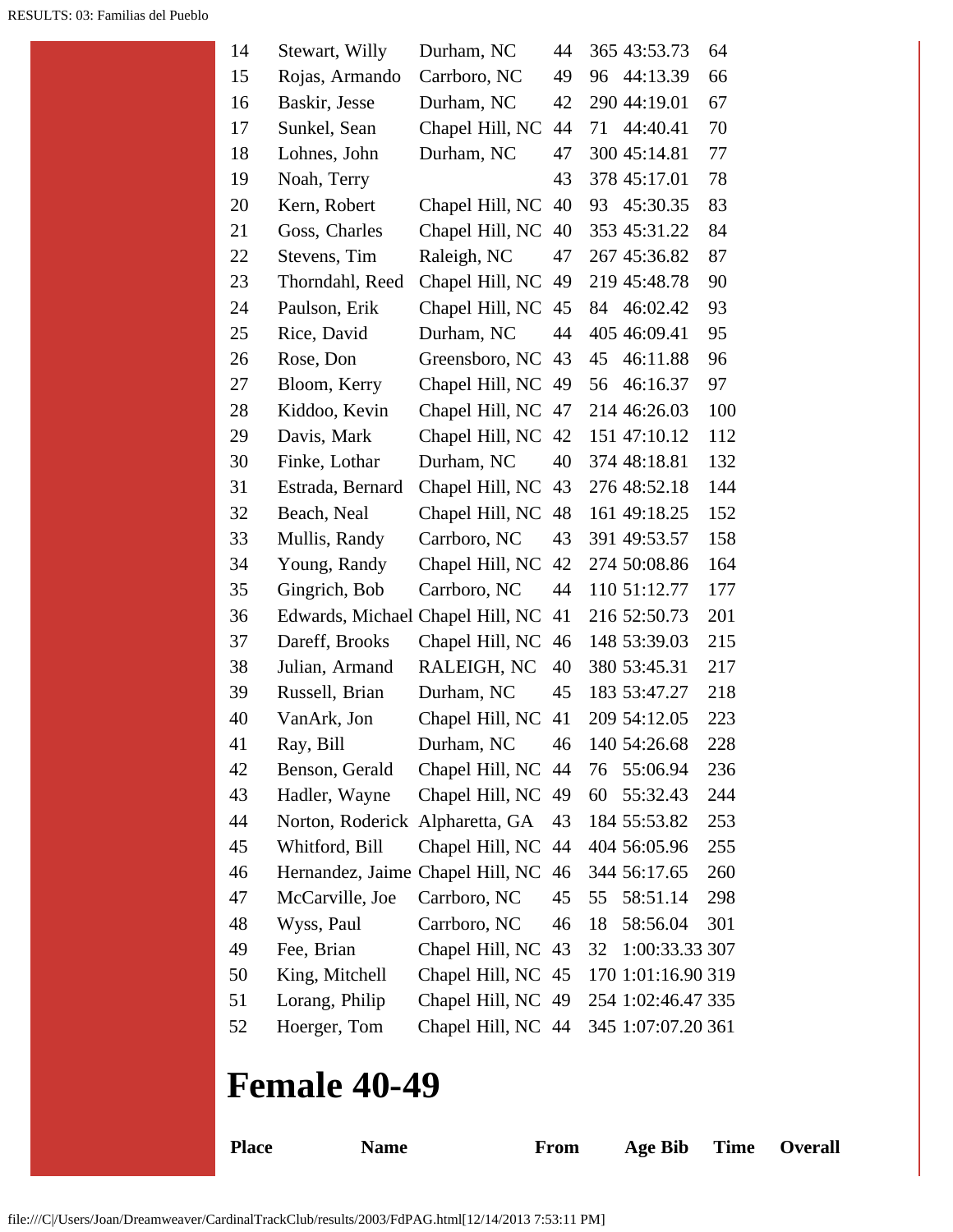| | | | | | | |
|---|---|---|---|---|---|---|
| 14 | Stewart, Willy | Durham, NC | 44 | 365 | 43:53.73 | 64 |
| 15 | Rojas, Armando | Carrboro, NC | 49 | 96 | 44:13.39 | 66 |
| 16 | Baskir, Jesse | Durham, NC | 42 | 290 | 44:19.01 | 67 |
| 17 | Sunkel, Sean | Chapel Hill, NC | 44 | 71 | 44:40.41 | 70 |
| 18 | Lohnes, John | Durham, NC | 47 | 300 | 45:14.81 | 77 |
| 19 | Noah, Terry | | 43 | 378 | 45:17.01 | 78 |
| 20 | Kern, Robert | Chapel Hill, NC | 40 | 93 | 45:30.35 | 83 |
| 21 | Goss, Charles | Chapel Hill, NC | 40 | 353 | 45:31.22 | 84 |
| 22 | Stevens, Tim | Raleigh, NC | 47 | 267 | 45:36.82 | 87 |
| 23 | Thorndahl, Reed | Chapel Hill, NC | 49 | 219 | 45:48.78 | 90 |
| 24 | Paulson, Erik | Chapel Hill, NC | 45 | 84 | 46:02.42 | 93 |
| 25 | Rice, David | Durham, NC | 44 | 405 | 46:09.41 | 95 |
| 26 | Rose, Don | Greensboro, NC | 43 | 45 | 46:11.88 | 96 |
| 27 | Bloom, Kerry | Chapel Hill, NC | 49 | 56 | 46:16.37 | 97 |
| 28 | Kiddoo, Kevin | Chapel Hill, NC | 47 | 214 | 46:26.03 | 100 |
| 29 | Davis, Mark | Chapel Hill, NC | 42 | 151 | 47:10.12 | 112 |
| 30 | Finke, Lothar | Durham, NC | 40 | 374 | 48:18.81 | 132 |
| 31 | Estrada, Bernard | Chapel Hill, NC | 43 | 276 | 48:52.18 | 144 |
| 32 | Beach, Neal | Chapel Hill, NC | 48 | 161 | 49:18.25 | 152 |
| 33 | Mullis, Randy | Carrboro, NC | 43 | 391 | 49:53.57 | 158 |
| 34 | Young, Randy | Chapel Hill, NC | 42 | 274 | 50:08.86 | 164 |
| 35 | Gingrich, Bob | Carrboro, NC | 44 | 110 | 51:12.77 | 177 |
| 36 | Edwards, Michael | Chapel Hill, NC | 41 | 216 | 52:50.73 | 201 |
| 37 | Dareff, Brooks | Chapel Hill, NC | 46 | 148 | 53:39.03 | 215 |
| 38 | Julian, Armand | RALEIGH, NC | 40 | 380 | 53:45.31 | 217 |
| 39 | Russell, Brian | Durham, NC | 45 | 183 | 53:47.27 | 218 |
| 40 | VanArk, Jon | Chapel Hill, NC | 41 | 209 | 54:12.05 | 223 |
| 41 | Ray, Bill | Durham, NC | 46 | 140 | 54:26.68 | 228 |
| 42 | Benson, Gerald | Chapel Hill, NC | 44 | 76 | 55:06.94 | 236 |
| 43 | Hadler, Wayne | Chapel Hill, NC | 49 | 60 | 55:32.43 | 244 |
| 44 | Norton, Roderick | Alpharetta, GA | 43 | 184 | 55:53.82 | 253 |
| 45 | Whitford, Bill | Chapel Hill, NC | 44 | 404 | 56:05.96 | 255 |
| 46 | Hernandez, Jaime | Chapel Hill, NC | 46 | 344 | 56:17.65 | 260 |
| 47 | McCarville, Joe | Carrboro, NC | 45 | 55 | 58:51.14 | 298 |
| 48 | Wyss, Paul | Carrboro, NC | 46 | 18 | 58:56.04 | 301 |
| 49 | Fee, Brian | Chapel Hill, NC | 43 | 32 | 1:00:33.33 | 307 |
| 50 | King, Mitchell | Chapel Hill, NC | 45 | 170 | 1:01:16.90 | 319 |
| 51 | Lorang, Philip | Chapel Hill, NC | 49 | 254 | 1:02:46.47 | 335 |
| 52 | Hoerger, Tom | Chapel Hill, NC | 44 | 345 | 1:07:07.20 | 361 |

# Female 40-49

| Place | Name | From | Age | Bib | Time | Overall |
|---|---|---|---|---|---|---|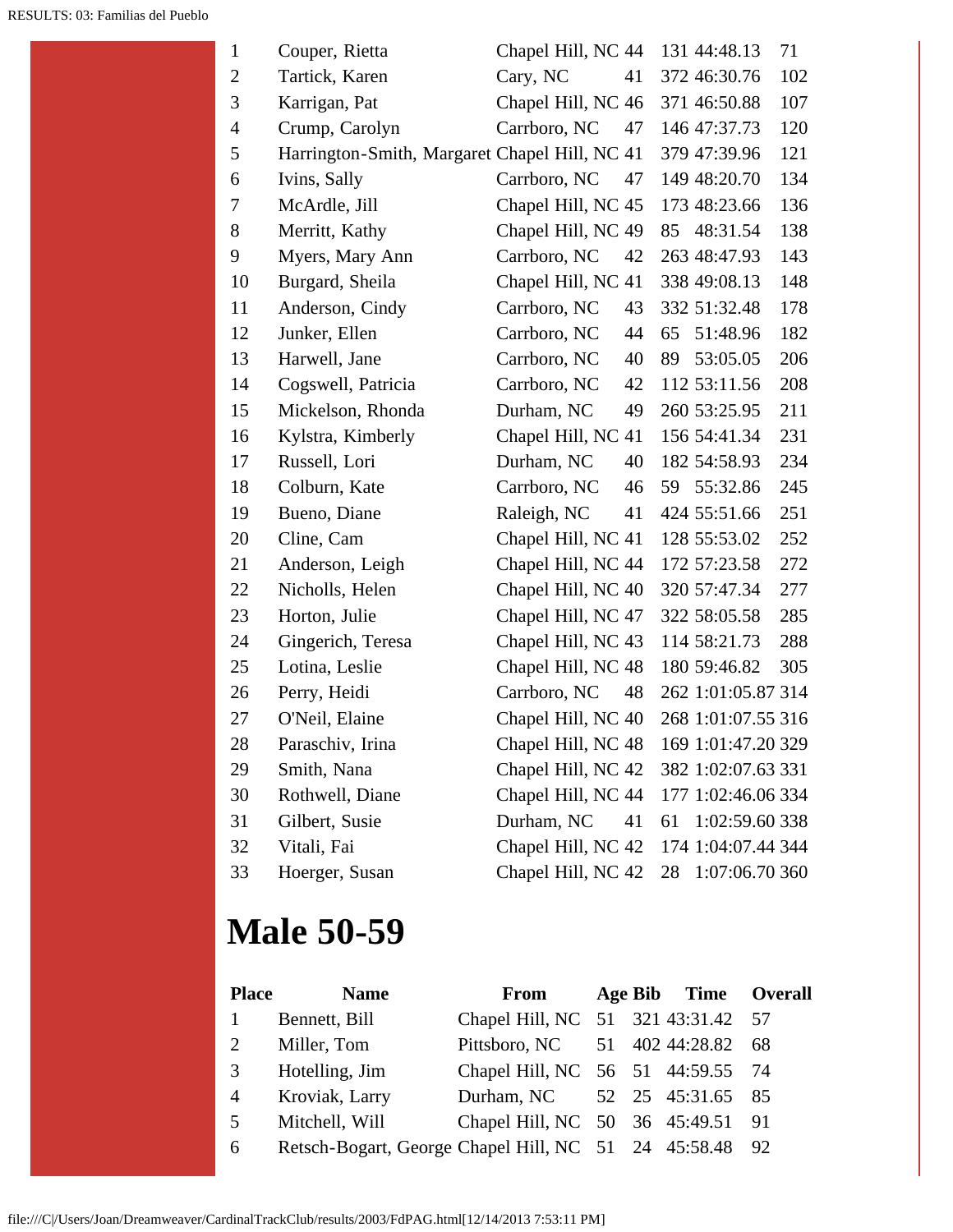| | | | | | | |
|---|---|---|---|---|---|---|
| 1 | Couper, Rietta | Chapel Hill, NC | 44 | 131 | 44:48.13 | 71 |
| 2 | Tartick, Karen | Cary, NC | 41 | 372 | 46:30.76 | 102 |
| 3 | Karrigan, Pat | Chapel Hill, NC | 46 | 371 | 46:50.88 | 107 |
| 4 | Crump, Carolyn | Carrboro, NC | 47 | 146 | 47:37.73 | 120 |
| 5 | Harrington-Smith, Margaret | Chapel Hill, NC | 41 | 379 | 47:39.96 | 121 |
| 6 | Ivins, Sally | Carrboro, NC | 47 | 149 | 48:20.70 | 134 |
| 7 | McArdle, Jill | Chapel Hill, NC | 45 | 173 | 48:23.66 | 136 |
| 8 | Merritt, Kathy | Chapel Hill, NC | 49 | 85 | 48:31.54 | 138 |
| 9 | Myers, Mary Ann | Carrboro, NC | 42 | 263 | 48:47.93 | 143 |
| 10 | Burgard, Sheila | Chapel Hill, NC | 41 | 338 | 49:08.13 | 148 |
| 11 | Anderson, Cindy | Carrboro, NC | 43 | 332 | 51:32.48 | 178 |
| 12 | Junker, Ellen | Carrboro, NC | 44 | 65 | 51:48.96 | 182 |
| 13 | Harwell, Jane | Carrboro, NC | 40 | 89 | 53:05.05 | 206 |
| 14 | Cogswell, Patricia | Carrboro, NC | 42 | 112 | 53:11.56 | 208 |
| 15 | Mickelson, Rhonda | Durham, NC | 49 | 260 | 53:25.95 | 211 |
| 16 | Kylstra, Kimberly | Chapel Hill, NC | 41 | 156 | 54:41.34 | 231 |
| 17 | Russell, Lori | Durham, NC | 40 | 182 | 54:58.93 | 234 |
| 18 | Colburn, Kate | Carrboro, NC | 46 | 59 | 55:32.86 | 245 |
| 19 | Bueno, Diane | Raleigh, NC | 41 | 424 | 55:51.66 | 251 |
| 20 | Cline, Cam | Chapel Hill, NC | 41 | 128 | 55:53.02 | 252 |
| 21 | Anderson, Leigh | Chapel Hill, NC | 44 | 172 | 57:23.58 | 272 |
| 22 | Nicholls, Helen | Chapel Hill, NC | 40 | 320 | 57:47.34 | 277 |
| 23 | Horton, Julie | Chapel Hill, NC | 47 | 322 | 58:05.58 | 285 |
| 24 | Gingerich, Teresa | Chapel Hill, NC | 43 | 114 | 58:21.73 | 288 |
| 25 | Lotina, Leslie | Chapel Hill, NC | 48 | 180 | 59:46.82 | 305 |
| 26 | Perry, Heidi | Carrboro, NC | 48 | 262 | 1:01:05.87 | 314 |
| 27 | O'Neil, Elaine | Chapel Hill, NC | 40 | 268 | 1:01:07.55 | 316 |
| 28 | Paraschiv, Irina | Chapel Hill, NC | 48 | 169 | 1:01:47.20 | 329 |
| 29 | Smith, Nana | Chapel Hill, NC | 42 | 382 | 1:02:07.63 | 331 |
| 30 | Rothwell, Diane | Chapel Hill, NC | 44 | 177 | 1:02:46.06 | 334 |
| 31 | Gilbert, Susie | Durham, NC | 41 | 61 | 1:02:59.60 | 338 |
| 32 | Vitali, Fai | Chapel Hill, NC | 42 | 174 | 1:04:07.44 | 344 |
| 33 | Hoerger, Susan | Chapel Hill, NC | 42 | 28 | 1:07:06.70 | 360 |

# Male 50-59

| Place | Name | From | Age | Bib | Time | Overall |
|---|---|---|---|---|---|---|
| 1 | Bennett, Bill | Chapel Hill, NC | 51 | 321 | 43:31.42 | 57 |
| 2 | Miller, Tom | Pittsboro, NC | 51 | 402 | 44:28.82 | 68 |
| 3 | Hotelling, Jim | Chapel Hill, NC | 56 | 51 | 44:59.55 | 74 |
| 4 | Kroviak, Larry | Durham, NC | 52 | 25 | 45:31.65 | 85 |
| 5 | Mitchell, Will | Chapel Hill, NC | 50 | 36 | 45:49.51 | 91 |
| 6 | Retsch-Bogart, George | Chapel Hill, NC | 51 | 24 | 45:58.48 | 92 |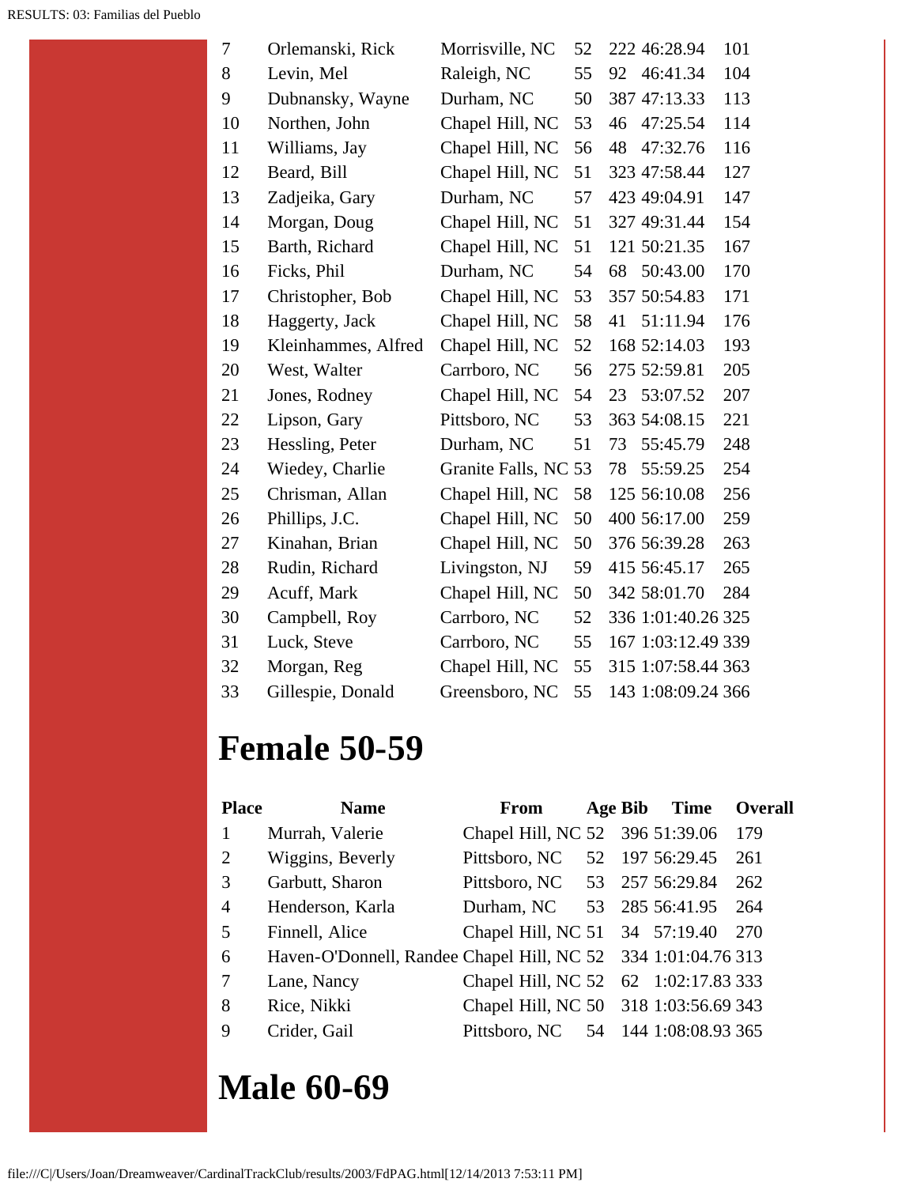| | | | | | | |
|---|---|---|---|---|---|---|
| 7 | Orlemanski, Rick | Morrisville, NC | 52 | 222 | 46:28.94 | 101 |
| 8 | Levin, Mel | Raleigh, NC | 55 | 92 | 46:41.34 | 104 |
| 9 | Dubnansky, Wayne | Durham, NC | 50 | 387 | 47:13.33 | 113 |
| 10 | Northen, John | Chapel Hill, NC | 53 | 46 | 47:25.54 | 114 |
| 11 | Williams, Jay | Chapel Hill, NC | 56 | 48 | 47:32.76 | 116 |
| 12 | Beard, Bill | Chapel Hill, NC | 51 | 323 | 47:58.44 | 127 |
| 13 | Zadjeika, Gary | Durham, NC | 57 | 423 | 49:04.91 | 147 |
| 14 | Morgan, Doug | Chapel Hill, NC | 51 | 327 | 49:31.44 | 154 |
| 15 | Barth, Richard | Chapel Hill, NC | 51 | 121 | 50:21.35 | 167 |
| 16 | Ficks, Phil | Durham, NC | 54 | 68 | 50:43.00 | 170 |
| 17 | Christopher, Bob | Chapel Hill, NC | 53 | 357 | 50:54.83 | 171 |
| 18 | Haggerty, Jack | Chapel Hill, NC | 58 | 41 | 51:11.94 | 176 |
| 19 | Kleinhammes, Alfred | Chapel Hill, NC | 52 | 168 | 52:14.03 | 193 |
| 20 | West, Walter | Carrboro, NC | 56 | 275 | 52:59.81 | 205 |
| 21 | Jones, Rodney | Chapel Hill, NC | 54 | 23 | 53:07.52 | 207 |
| 22 | Lipson, Gary | Pittsboro, NC | 53 | 363 | 54:08.15 | 221 |
| 23 | Hessling, Peter | Durham, NC | 51 | 73 | 55:45.79 | 248 |
| 24 | Wiedey, Charlie | Granite Falls, NC | 53 | 78 | 55:59.25 | 254 |
| 25 | Chrisman, Allan | Chapel Hill, NC | 58 | 125 | 56:10.08 | 256 |
| 26 | Phillips, J.C. | Chapel Hill, NC | 50 | 400 | 56:17.00 | 259 |
| 27 | Kinahan, Brian | Chapel Hill, NC | 50 | 376 | 56:39.28 | 263 |
| 28 | Rudin, Richard | Livingston, NJ | 59 | 415 | 56:45.17 | 265 |
| 29 | Acuff, Mark | Chapel Hill, NC | 50 | 342 | 58:01.70 | 284 |
| 30 | Campbell, Roy | Carrboro, NC | 52 | 336 | 1:01:40.26 | 325 |
| 31 | Luck, Steve | Carrboro, NC | 55 | 167 | 1:03:12.49 | 339 |
| 32 | Morgan, Reg | Chapel Hill, NC | 55 | 315 | 1:07:58.44 | 363 |
| 33 | Gillespie, Donald | Greensboro, NC | 55 | 143 | 1:08:09.24 | 366 |

# Female 50-59

| Place | Name | From | Age | Bib | Time | Overall |
|---|---|---|---|---|---|---|
| 1 | Murrah, Valerie | Chapel Hill, NC | 52 | 396 | 51:39.06 | 179 |
| 2 | Wiggins, Beverly | Pittsboro, NC | 52 | 197 | 56:29.45 | 261 |
| 3 | Garbutt, Sharon | Pittsboro, NC | 53 | 257 | 56:29.84 | 262 |
| 4 | Henderson, Karla | Durham, NC | 53 | 285 | 56:41.95 | 264 |
| 5 | Finnell, Alice | Chapel Hill, NC | 51 | 34 | 57:19.40 | 270 |
| 6 | Haven-O'Donnell, Randee | Chapel Hill, NC | 52 | 334 | 1:01:04.76 | 313 |
| 7 | Lane, Nancy | Chapel Hill, NC | 52 | 62 | 1:02:17.83 | 333 |
| 8 | Rice, Nikki | Chapel Hill, NC | 50 | 318 | 1:03:56.69 | 343 |
| 9 | Crider, Gail | Pittsboro, NC | 54 | 144 | 1:08:08.93 | 365 |

# Male 60-69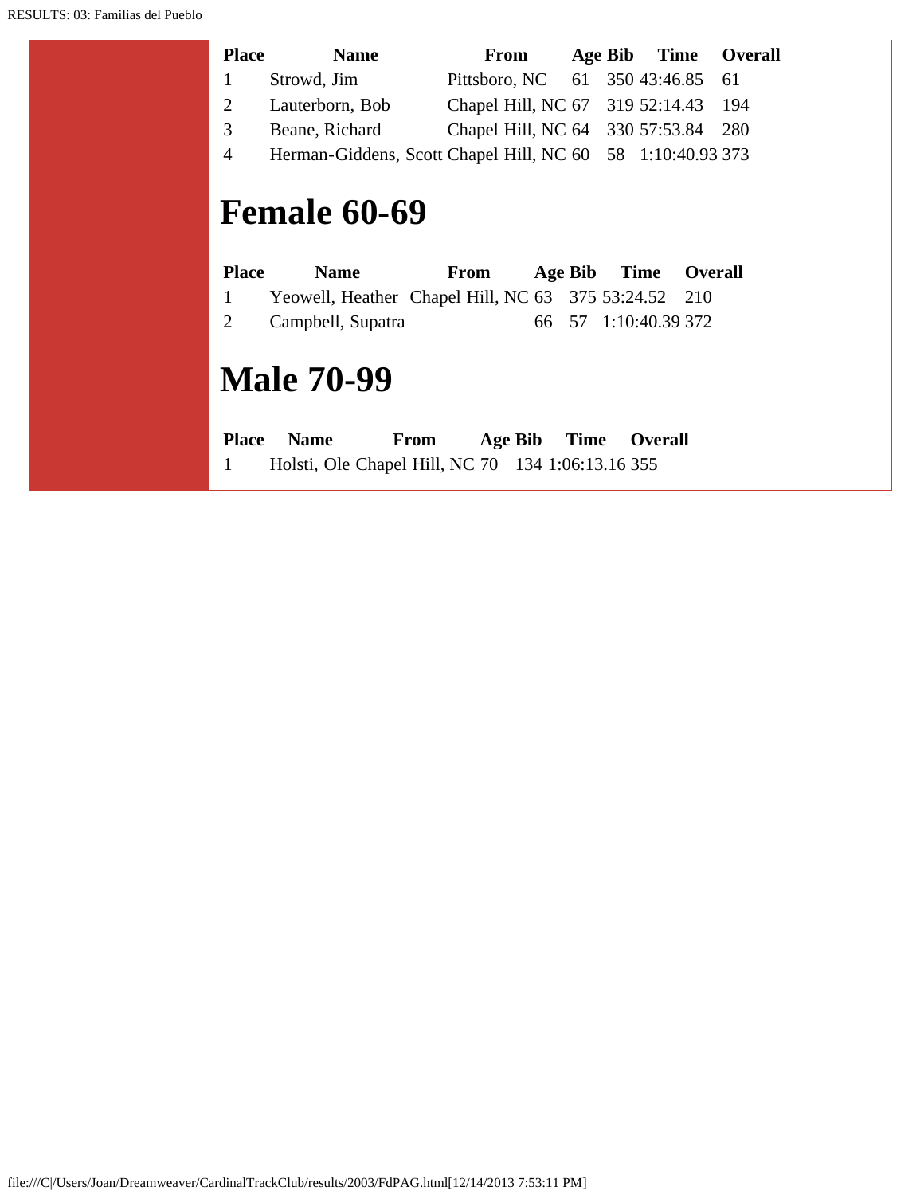| Place | Name | From | Age | Bib | Time | Overall |
| --- | --- | --- | --- | --- | --- | --- |
| 1 | Strowd, Jim | Pittsboro, NC | 61 | 350 | 43:46.85 | 61 |
| 2 | Lauterborn, Bob | Chapel Hill, NC | 67 | 319 | 52:14.43 | 194 |
| 3 | Beane, Richard | Chapel Hill, NC | 64 | 330 | 57:53.84 | 280 |
| 4 | Herman-Giddens, Scott | Chapel Hill, NC | 60 | 58 | 1:10:40.93 | 373 |

# Female 60-69

| Place | Name | From | Age | Bib | Time | Overall |
| --- | --- | --- | --- | --- | --- | --- |
| 1 | Yeowell, Heather | Chapel Hill, NC | 63 | 375 | 53:24.52 | 210 |
| 2 | Campbell, Supatra | | 66 | 57 | 1:10:40.39 | 372 |

# Male 70-99

| Place | Name | From | Age | Bib | Time | Overall |
| --- | --- | --- | --- | --- | --- | --- |
| 1 | Holsti, Ole | Chapel Hill, NC | 70 | 134 | 1:06:13.16 | 355 |